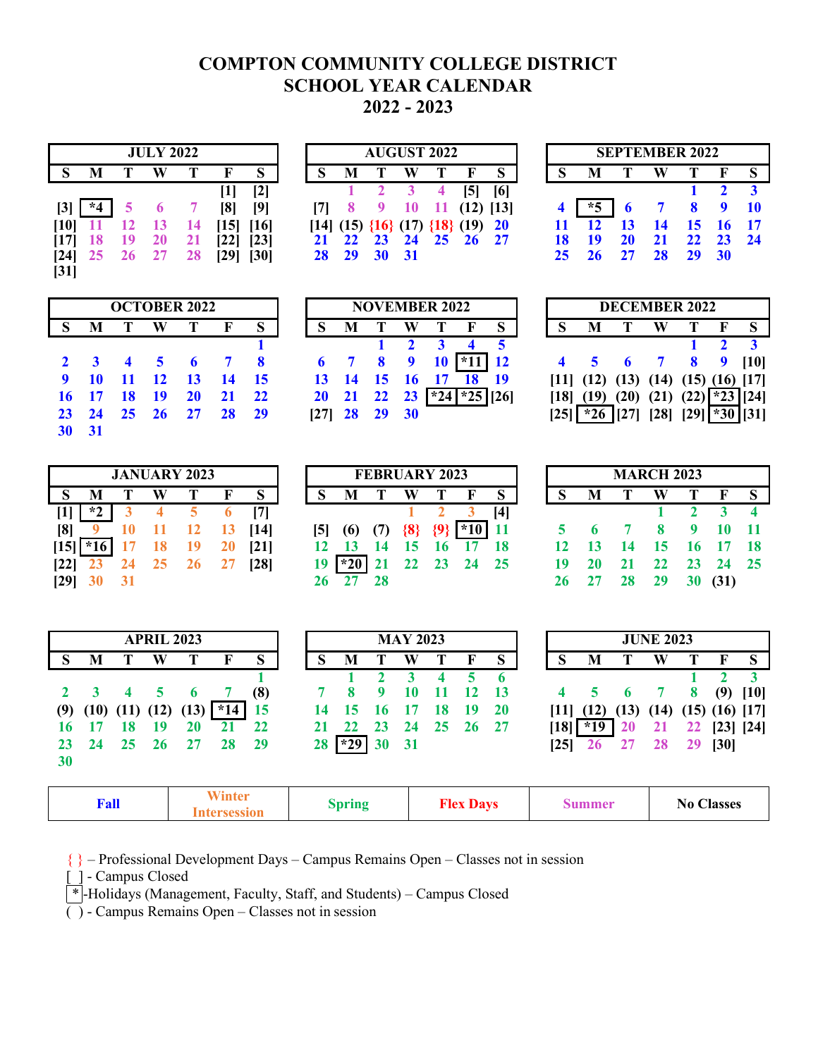# COMPTON COMMUNITY COLLEGE DISTRICT
# SCHOOL YEAR CALENDAR
# 2022 - 2023

**JULY 2022**

| S | M | T | W | T | F | S |
|---|---|---|---|---|---|---|
| | | | | | [1] | [2] |
| [3] | *4 | 5 | 6 | 7 | [8] | [9] |
| [10] | 11 | 12 | 13 | 14 | [15] | [16] |
| [17] | 18 | 19 | 20 | 21 | [22] | [23] |
| [24] | 25 | 26 | 27 | 28 | [29] | [30] |
| [31] | | | | | | |

**AUGUST 2022**

| S | M | T | W | T | F | S |
|---|---|---|---|---|---|---|
| | 1 | 2 | 3 | 4 | [5] | [6] |
| [7] | 8 | 9 | 10 | 11 | (12) | [13] |
| [14] | (15) | {16} | (17) | {18} | (19) | 20 |
| 21 | 22 | 23 | 24 | 25 | 26 | 27 |
| 28 | 29 | 30 | 31 | | | |

**SEPTEMBER 2022**

| S | M | T | W | T | F | S |
|---|---|---|---|---|---|---|
| | | | | 1 | 2 | 3 |
| 4 | *5 | 6 | 7 | 8 | 9 | 10 |
| 11 | 12 | 13 | 14 | 15 | 16 | 17 |
| 18 | 19 | 20 | 21 | 22 | 23 | 24 |
| 25 | 26 | 27 | 28 | 29 | 30 | |

**OCTOBER 2022**

| S | M | T | W | T | F | S |
|---|---|---|---|---|---|---|
| | | | | | | 1 |
| 2 | 3 | 4 | 5 | 6 | 7 | 8 |
| 9 | 10 | 11 | 12 | 13 | 14 | 15 |
| 16 | 17 | 18 | 19 | 20 | 21 | 22 |
| 23 | 24 | 25 | 26 | 27 | 28 | 29 |
| 30 | 31 | | | | | |

**NOVEMBER 2022**

| S | M | T | W | T | F | S |
|---|---|---|---|---|---|---|
| | | 1 | 2 | 3 | 4 | 5 |
| 6 | 7 | 8 | 9 | 10 | *11 | 12 |
| 13 | 14 | 15 | 16 | 17 | 18 | 19 |
| 20 | 21 | 22 | 23 | *24 | *25 | [26] |
| [27] | 28 | 29 | 30 | | | |

**DECEMBER 2022**

| S | M | T | W | T | F | S |
|---|---|---|---|---|---|---|
| | | | | 1 | 2 | 3 |
| 4 | 5 | 6 | 7 | 8 | 9 | [10] |
| [11] | (12) | (13) | (14) | (15) | (16) | [17] |
| [18] | (19) | (20) | (21) | (22) | *23 | [24] |
| [25] | *26 | [27] | [28] | [29] | *30 | [31] |

**JANUARY 2023**

| S | M | T | W | T | F | S |
|---|---|---|---|---|---|---|
| [1] | *2 | 3 | 4 | 5 | 6 | [7] |
| [8] | 9 | 10 | 11 | 12 | 13 | [14] |
| [15] | *16 | 17 | 18 | 19 | 20 | [21] |
| [22] | 23 | 24 | 25 | 26 | 27 | [28] |
| [29] | 30 | 31 | | | | |

**FEBRUARY 2023**

| S | M | T | W | T | F | S |
|---|---|---|---|---|---|---|
| | | | 1 | 2 | 3 | [4] |
| [5] | (6) | (7) | {8} | {9} | *10 | 11 |
| 12 | 13 | 14 | 15 | 16 | 17 | 18 |
| 19 | *20 | 21 | 22 | 23 | 24 | 25 |
| 26 | 27 | 28 | | | | |

**MARCH 2023**

| S | M | T | W | T | F | S |
|---|---|---|---|---|---|---|
| | | | 1 | 2 | 3 | 4 |
| 5 | 6 | 7 | 8 | 9 | 10 | 11 |
| 12 | 13 | 14 | 15 | 16 | 17 | 18 |
| 19 | 20 | 21 | 22 | 23 | 24 | 25 |
| 26 | 27 | 28 | 29 | 30 | (31) | |

**APRIL 2023**

| S | M | T | W | T | F | S |
|---|---|---|---|---|---|---|
| | | | | | | 1 |
| 2 | 3 | 4 | 5 | 6 | 7 | (8) |
| (9) | (10) | (11) | (12) | (13) | *14 | 15 |
| 16 | 17 | 18 | 19 | 20 | 21 | 22 |
| 23 | 24 | 25 | 26 | 27 | 28 | 29 |
| 30 | | | | | | |

**MAY 2023**

| S | M | T | W | T | F | S |
|---|---|---|---|---|---|---|
| | 1 | 2 | 3 | 4 | 5 | 6 |
| 7 | 8 | 9 | 10 | 11 | 12 | 13 |
| 14 | 15 | 16 | 17 | 18 | 19 | 20 |
| 21 | 22 | 23 | 24 | 25 | 26 | 27 |
| 28 | *29 | 30 | 31 | | | |

**JUNE 2023**

| S | M | T | W | T | F | S |
|---|---|---|---|---|---|---|
| | | | | 1 | 2 | 3 |
| 4 | 5 | 6 | 7 | 8 | (9) | [10] |
| [11] | (12) | (13) | (14) | (15) | (16) | [17] |
| [18] | *19 | 20 | 21 | 22 | [23] | [24] |
| [25] | 26 | 27 | 28 | 29 | [30] | |

| Fall | Winter Intersession | Spring | Flex Days | Summer | No Classes |
|---|---|---|---|---|---|

{ } – Professional Development Days – Campus Remains Open – Classes not in session

[ ] - Campus Closed

* -Holidays (Management, Faculty, Staff, and Students) – Campus Closed

( ) - Campus Remains Open – Classes not in session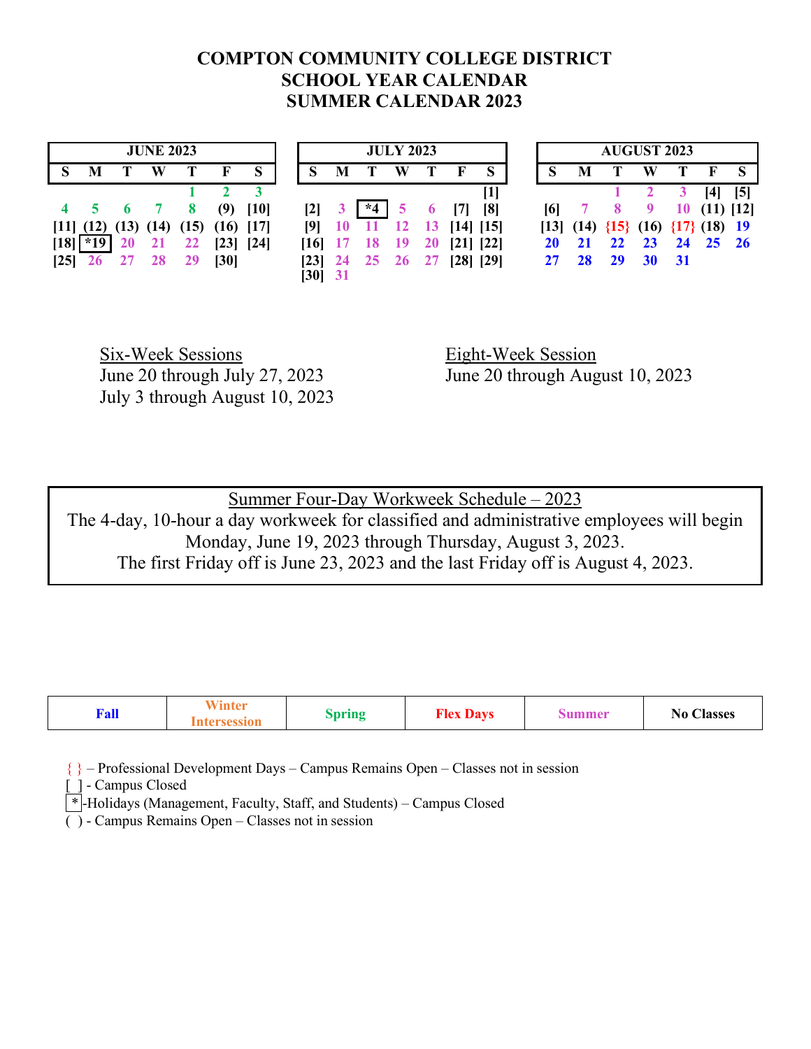# COMPTON COMMUNITY COLLEGE DISTRICT
# SCHOOL YEAR CALENDAR
# SUMMER CALENDAR 2023

**JUNE 2023**

| S | M | T | W | T | F | S |
|---|---|---|---|---|---|---|
| | | | | 1 | 2 | 3 |
| 4 | 5 | 6 | 7 | 8 | (9) | [10] |
| [11] | (12) | (13) | (14) | (15) | (16) | [17] |
| [18] | *19 | 20 | 21 | 22 | [23] | [24] |
| [25] | 26 | 27 | 28 | 29 | [30] | |

**JULY 2023**

| S | M | T | W | T | F | S |
|---|---|---|---|---|---|---|
| | | | | | | [1] |
| [2] | 3 | *4 | 5 | 6 | [7] | [8] |
| [9] | 10 | 11 | 12 | 13 | [14] | [15] |
| [16] | 17 | 18 | 19 | 20 | [21] | [22] |
| [23] | 24 | 25 | 26 | 27 | [28] | [29] |
| [30] | 31 | | | | | |

**AUGUST 2023**

| S | M | T | W | T | F | S |
|---|---|---|---|---|---|---|
| | | 1 | 2 | 3 | [4] | [5] |
| [6] | 7 | 8 | 9 | 10 | (11) | [12] |
| [13] | (14) | {15} | (16) | {17} | (18) | 19 |
| 20 | 21 | 22 | 23 | 24 | 25 | 26 |
| 27 | 28 | 29 | 30 | 31 | | |

Six-Week Sessions
June 20 through July 27, 2023
July 3 through August 10, 2023

Eight-Week Session
June 20 through August 10, 2023

**Summer Four-Day Workweek Schedule – 2023**

The 4-day, 10-hour a day workweek for classified and administrative employees will begin Monday, June 19, 2023 through Thursday, August 3, 2023.
The first Friday off is June 23, 2023 and the last Friday off is August 4, 2023.

| Fall | Winter Intersession | Spring | Flex Days | Summer | No Classes |
|---|---|---|---|---|---|

{ } – Professional Development Days – Campus Remains Open – Classes not in session
[ ] - Campus Closed
* -Holidays (Management, Faculty, Staff, and Students) – Campus Closed
( ) - Campus Remains Open – Classes not in session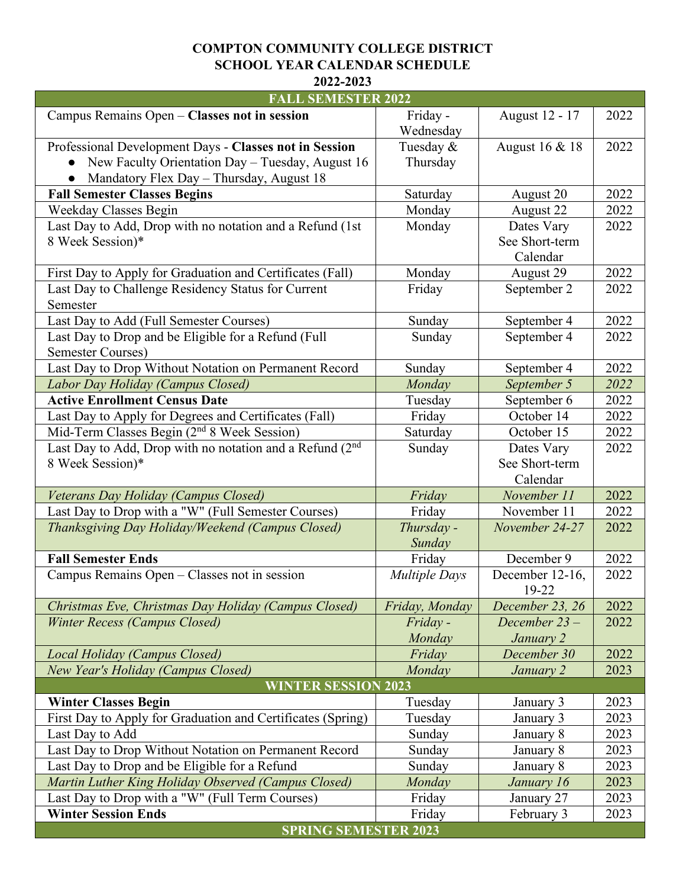**COMPTON COMMUNITY COLLEGE DISTRICT**
**SCHOOL YEAR CALENDAR SCHEDULE**
**2022-2023**

| **FALL SEMESTER 2022** | | | |
|---|---|---|---|
| Campus Remains Open – **Classes not in session** | Friday - Wednesday | August 12 - 17 | 2022 |
| Professional Development Days - **Classes not in Session**<br>● New Faculty Orientation Day – Tuesday, August 16<br>● Mandatory Flex Day – Thursday, August 18 | Tuesday & Thursday | August 16 & 18 | 2022 |
| **Fall Semester Classes Begins** | Saturday | August 20 | 2022 |
| Weekday Classes Begin | Monday | August 22 | 2022 |
| Last Day to Add, Drop with no notation and a Refund (1st 8 Week Session)* | Monday | Dates Vary See Short-term Calendar | 2022 |
| First Day to Apply for Graduation and Certificates (Fall) | Monday | August 29 | 2022 |
| Last Day to Challenge Residency Status for Current Semester | Friday | September 2 | 2022 |
| Last Day to Add (Full Semester Courses) | Sunday | September 4 | 2022 |
| Last Day to Drop and be Eligible for a Refund (Full Semester Courses) | Sunday | September 4 | 2022 |
| Last Day to Drop Without Notation on Permanent Record | Sunday | September 4 | 2022 |
| *Labor Day Holiday (Campus Closed)* | *Monday* | *September 5* | *2022* |
| **Active Enrollment Census Date** | Tuesday | September 6 | 2022 |
| Last Day to Apply for Degrees and Certificates (Fall) | Friday | October 14 | 2022 |
| Mid-Term Classes Begin (2nd 8 Week Session) | Saturday | October 15 | 2022 |
| Last Day to Add, Drop with no notation and a Refund (2nd 8 Week Session)* | Sunday | Dates Vary See Short-term Calendar | 2022 |
| *Veterans Day Holiday (Campus Closed)* | *Friday* | *November 11* | 2022 |
| Last Day to Drop with a "W" (Full Semester Courses) | Friday | November 11 | 2022 |
| *Thanksgiving Day Holiday/Weekend (Campus Closed)* | *Thursday - Sunday* | *November 24-27* | 2022 |
| **Fall Semester Ends** | Friday | December 9 | 2022 |
| Campus Remains Open – Classes not in session | *Multiple Days* | December 12-16, 19-22 | 2022 |
| *Christmas Eve, Christmas Day Holiday (Campus Closed)* | *Friday, Monday* | *December 23, 26* | 2022 |
| *Winter Recess (Campus Closed)* | *Friday - Monday* | *December 23 – January 2* | 2022 |
| *Local Holiday (Campus Closed)* | *Friday* | *December 30* | 2022 |
| *New Year's Holiday (Campus Closed)* | *Monday* | *January 2* | 2023 |
| **WINTER SESSION 2023** | | | |
| **Winter Classes Begin** | Tuesday | January 3 | 2023 |
| First Day to Apply for Graduation and Certificates (Spring) | Tuesday | January 3 | 2023 |
| Last Day to Add | Sunday | January 8 | 2023 |
| Last Day to Drop Without Notation on Permanent Record | Sunday | January 8 | 2023 |
| Last Day to Drop and be Eligible for a Refund | Sunday | January 8 | 2023 |
| *Martin Luther King Holiday Observed (Campus Closed)* | *Monday* | *January 16* | 2023 |
| Last Day to Drop with a "W" (Full Term Courses) | Friday | January 27 | 2023 |
| **Winter Session Ends** | Friday | February 3 | 2023 |
| **SPRING SEMESTER 2023** | | | |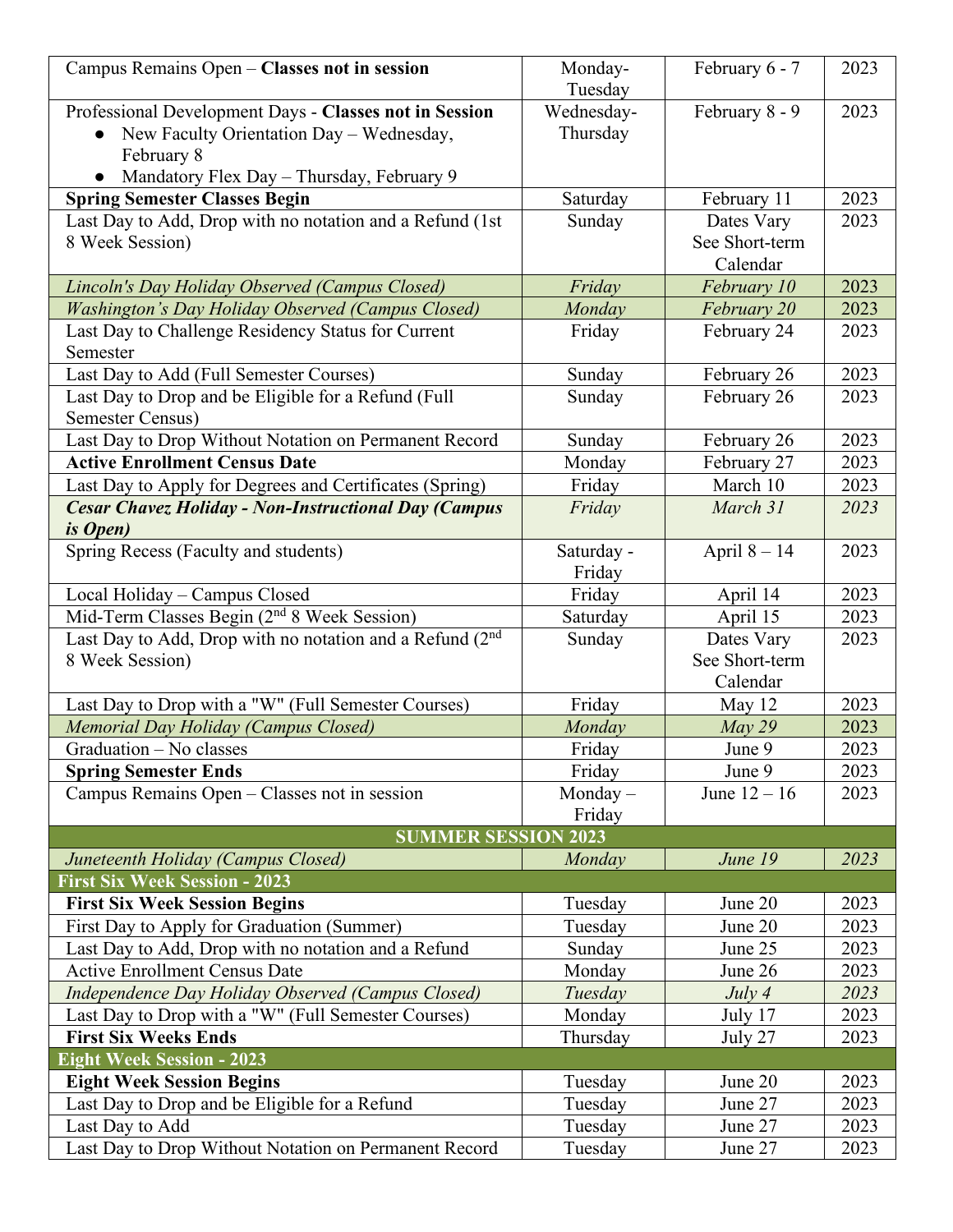| | | | |
|---|---|---|---|
| Campus Remains Open – **Classes not in session** | Monday-Tuesday | February 6 - 7 | 2023 |
| Professional Development Days - **Classes not in Session**<br>● New Faculty Orientation Day – Wednesday, February 8<br>● Mandatory Flex Day – Thursday, February 9 | Wednesday-Thursday | February 8 - 9 | 2023 |
| **Spring Semester Classes Begin** | Saturday | February 11 | 2023 |
| Last Day to Add, Drop with no notation and a Refund (1st 8 Week Session) | Sunday | Dates Vary See Short-term Calendar | 2023 |
| *Lincoln's Day Holiday Observed (Campus Closed)* | *Friday* | *February 10* | 2023 |
| *Washington's Day Holiday Observed (Campus Closed)* | *Monday* | *February 20* | 2023 |
| Last Day to Challenge Residency Status for Current Semester | Friday | February 24 | 2023 |
| Last Day to Add (Full Semester Courses) | Sunday | February 26 | 2023 |
| Last Day to Drop and be Eligible for a Refund (Full Semester Census) | Sunday | February 26 | 2023 |
| Last Day to Drop Without Notation on Permanent Record | Sunday | February 26 | 2023 |
| **Active Enrollment Census Date** | Monday | February 27 | 2023 |
| Last Day to Apply for Degrees and Certificates (Spring) | Friday | March 10 | 2023 |
| ***Cesar Chavez Holiday - Non-Instructional Day (Campus is Open)*** | *Friday* | *March 31* | *2023* |
| Spring Recess (Faculty and students) | Saturday - Friday | April 8 – 14 | 2023 |
| Local Holiday – Campus Closed | Friday | April 14 | 2023 |
| Mid-Term Classes Begin (2nd 8 Week Session) | Saturday | April 15 | 2023 |
| Last Day to Add, Drop with no notation and a Refund (2nd 8 Week Session) | Sunday | Dates Vary See Short-term Calendar | 2023 |
| Last Day to Drop with a "W" (Full Semester Courses) | Friday | May 12 | 2023 |
| *Memorial Day Holiday (Campus Closed)* | *Monday* | *May 29* | 2023 |
| Graduation – No classes | Friday | June 9 | 2023 |
| **Spring Semester Ends** | Friday | June 9 | 2023 |
| Campus Remains Open – Classes not in session | Monday – Friday | June 12 – 16 | 2023 |
| **SUMMER SESSION 2023** | | | |
| *Juneteenth Holiday (Campus Closed)* | *Monday* | *June 19* | *2023* |
| **First Six Week Session - 2023** | | | |
| **First Six Week Session Begins** | Tuesday | June 20 | 2023 |
| First Day to Apply for Graduation (Summer) | Tuesday | June 20 | 2023 |
| Last Day to Add, Drop with no notation and a Refund | Sunday | June 25 | 2023 |
| Active Enrollment Census Date | Monday | June 26 | 2023 |
| *Independence Day Holiday Observed (Campus Closed)* | *Tuesday* | *July 4* | *2023* |
| Last Day to Drop with a "W" (Full Semester Courses) | Monday | July 17 | 2023 |
| **First Six Weeks Ends** | Thursday | July 27 | 2023 |
| **Eight Week Session - 2023** | | | |
| **Eight Week Session Begins** | Tuesday | June 20 | 2023 |
| Last Day to Drop and be Eligible for a Refund | Tuesday | June 27 | 2023 |
| Last Day to Add | Tuesday | June 27 | 2023 |
| Last Day to Drop Without Notation on Permanent Record | Tuesday | June 27 | 2023 |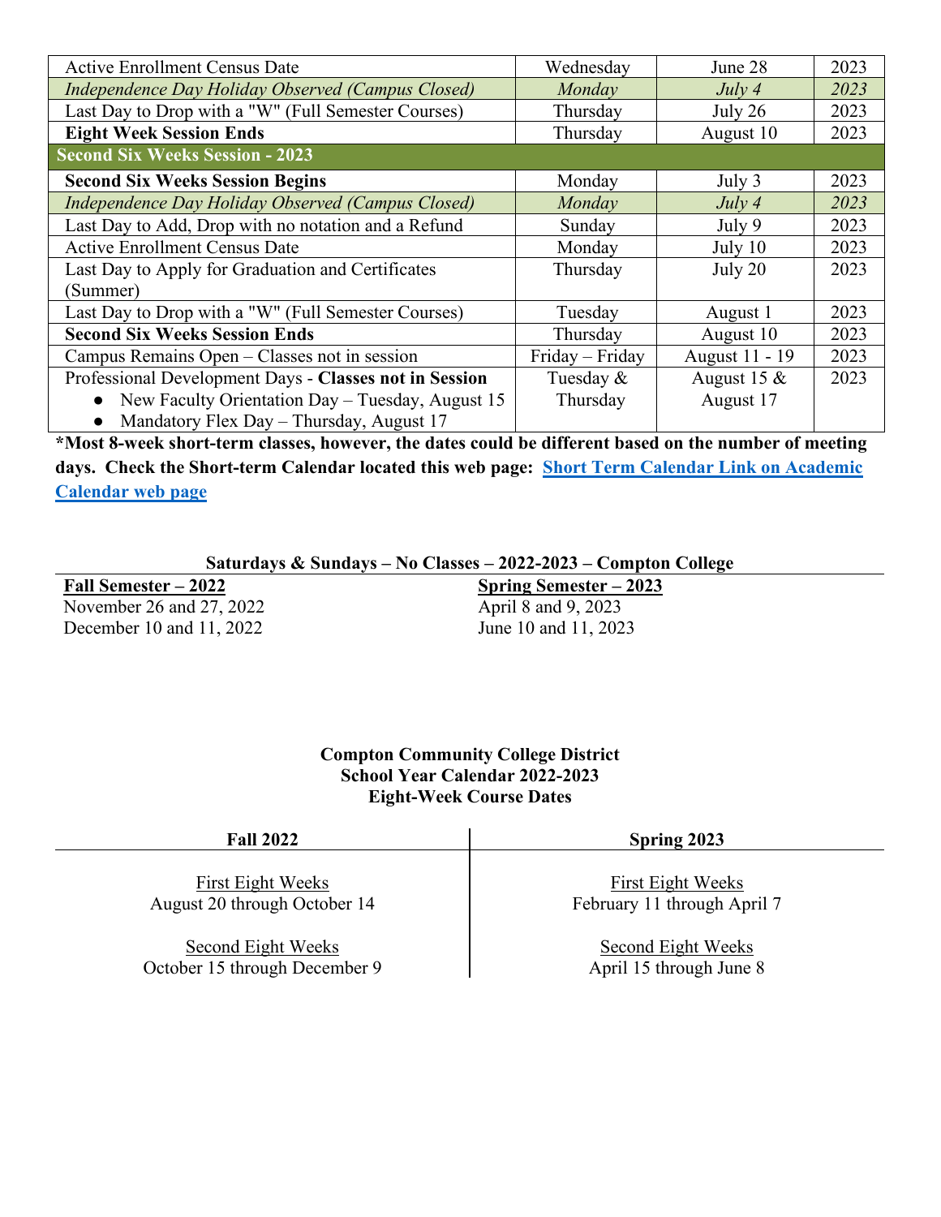| | | | |
|---|---|---|---|
| Active Enrollment Census Date | Wednesday | June 28 | 2023 |
| *Independence Day Holiday Observed (Campus Closed)* | *Monday* | *July 4* | *2023* |
| Last Day to Drop with a "W" (Full Semester Courses) | Thursday | July 26 | 2023 |
| **Eight Week Session Ends** | Thursday | August 10 | 2023 |
| **Second Six Weeks Session - 2023** | | | |
| **Second Six Weeks Session Begins** | Monday | July 3 | 2023 |
| *Independence Day Holiday Observed (Campus Closed)* | *Monday* | *July 4* | *2023* |
| Last Day to Add, Drop with no notation and a Refund | Sunday | July 9 | 2023 |
| Active Enrollment Census Date | Monday | July 10 | 2023 |
| Last Day to Apply for Graduation and Certificates (Summer) | Thursday | July 20 | 2023 |
| Last Day to Drop with a "W" (Full Semester Courses) | Tuesday | August 1 | 2023 |
| **Second Six Weeks Session Ends** | Thursday | August 10 | 2023 |
| Campus Remains Open – Classes not in session | Friday – Friday | August 11 - 19 | 2023 |
| Professional Development Days - **Classes not in Session**<br>● New Faculty Orientation Day – Tuesday, August 15<br>● Mandatory Flex Day – Thursday, August 17 | Tuesday & Thursday | August 15 & August 17 | 2023 |

**\*Most 8-week short-term classes, however, the dates could be different based on the number of meeting days. Check the Short-term Calendar located this web page: Short Term Calendar Link on Academic Calendar web page**

**Saturdays & Sundays – No Classes – 2022-2023 – Compton College**

| Fall Semester – 2022 | Spring Semester – 2023 |
|---|---|
| November 26 and 27, 2022 | April 8 and 9, 2023 |
| December 10 and 11, 2022 | June 10 and 11, 2023 |

**Compton Community College District**
**School Year Calendar 2022-2023**
**Eight-Week Course Dates**

| Fall 2022 | Spring 2023 |
|---|---|
| First Eight Weeks<br>August 20 through October 14 | First Eight Weeks<br>February 11 through April 7 |
| Second Eight Weeks<br>October 15 through December 9 | Second Eight Weeks<br>April 15 through June 8 |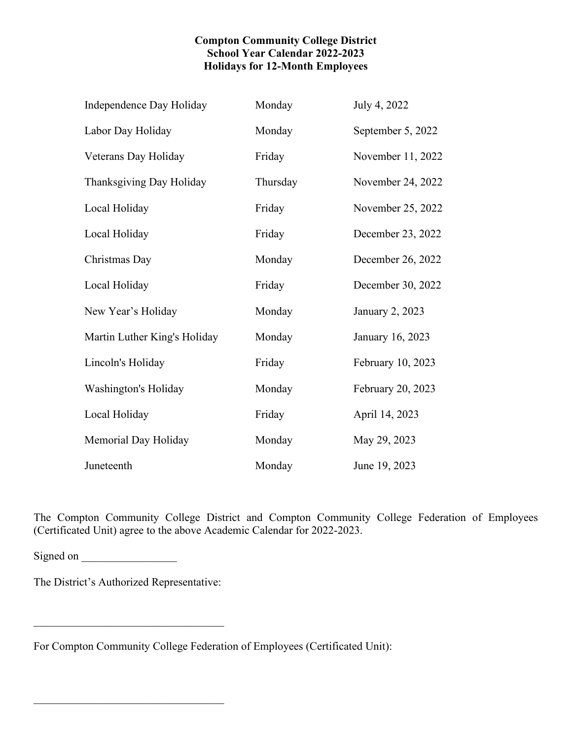**Compton Community College District**
**School Year Calendar 2022-2023**
**Holidays for 12-Month Employees**

| | | |
|---|---|---|
| Independence Day Holiday | Monday | July 4, 2022 |
| Labor Day Holiday | Monday | September 5, 2022 |
| Veterans Day Holiday | Friday | November 11, 2022 |
| Thanksgiving Day Holiday | Thursday | November 24, 2022 |
| Local Holiday | Friday | November 25, 2022 |
| Local Holiday | Friday | December 23, 2022 |
| Christmas Day | Monday | December 26, 2022 |
| Local Holiday | Friday | December 30, 2022 |
| New Year's Holiday | Monday | January 2, 2023 |
| Martin Luther King's Holiday | Monday | January 16, 2023 |
| Lincoln's Holiday | Friday | February 10, 2023 |
| Washington's Holiday | Monday | February 20, 2023 |
| Local Holiday | Friday | April 14, 2023 |
| Memorial Day Holiday | Monday | May 29, 2023 |
| Juneteenth | Monday | June 19, 2023 |

The Compton Community College District and Compton Community College Federation of Employees (Certificated Unit) agree to the above Academic Calendar for 2022-2023.

Signed on _________________

The District's Authorized Representative:

__________________________________

For Compton Community College Federation of Employees (Certificated Unit):

__________________________________